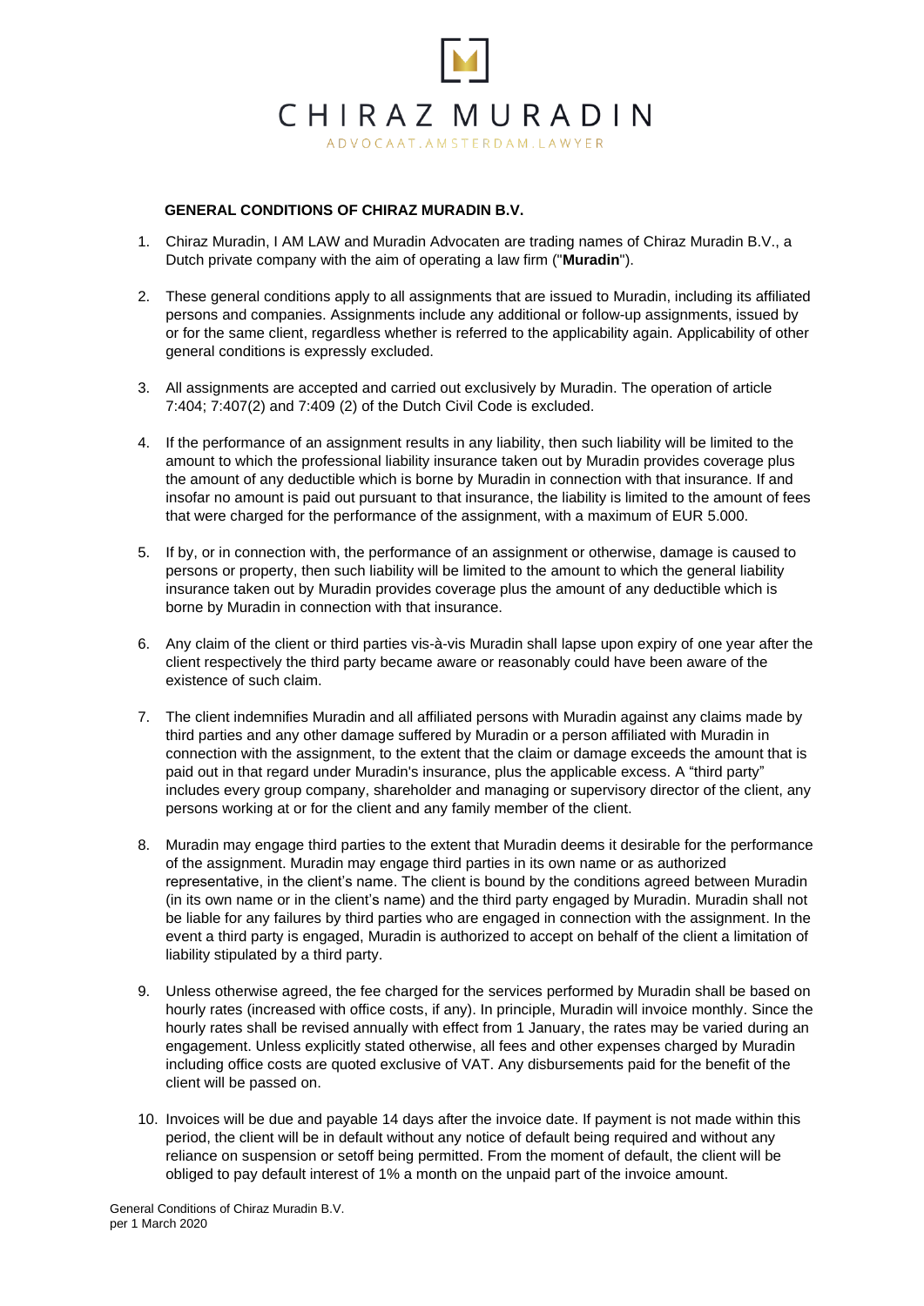CHIRAZ MURADIN

ADVOCAAT.AMSTERDAM.LAWYER

**GENERAL CONDITIONS OF CHIRAZ MURADIN B.V.**

1. Chiraz Muradin, I AM LAW and Muradin Advocaten are trading names of Chiraz Muradin B.V., a Dutch private company with the aim of operating a law firm ("**Muradin**").

2. These general conditions apply to all assignments that are issued to Muradin, including its affiliated persons and companies. Assignments include any additional or follow-up assignments, issued by or for the same client, regardless whether is referred to the applicability again. Applicability of other general conditions is expressly excluded.

3. All assignments are accepted and carried out exclusively by Muradin. The operation of article 7:404; 7:407(2) and 7:409 (2) of the Dutch Civil Code is excluded.

4. If the performance of an assignment results in any liability, then such liability will be limited to the amount to which the professional liability insurance taken out by Muradin provides coverage plus the amount of any deductible which is borne by Muradin in connection with that insurance. If and insofar no amount is paid out pursuant to that insurance, the liability is limited to the amount of fees that were charged for the performance of the assignment, with a maximum of EUR 5.000.

5. If by, or in connection with, the performance of an assignment or otherwise, damage is caused to persons or property, then such liability will be limited to the amount to which the general liability insurance taken out by Muradin provides coverage plus the amount of any deductible which is borne by Muradin in connection with that insurance.

6. Any claim of the client or third parties vis-à-vis Muradin shall lapse upon expiry of one year after the client respectively the third party became aware or reasonably could have been aware of the existence of such claim.

7. The client indemnifies Muradin and all affiliated persons with Muradin against any claims made by third parties and any other damage suffered by Muradin or a person affiliated with Muradin in connection with the assignment, to the extent that the claim or damage exceeds the amount that is paid out in that regard under Muradin's insurance, plus the applicable excess. A "third party" includes every group company, shareholder and managing or supervisory director of the client, any persons working at or for the client and any family member of the client.

8. Muradin may engage third parties to the extent that Muradin deems it desirable for the performance of the assignment. Muradin may engage third parties in its own name or as authorized representative, in the client's name. The client is bound by the conditions agreed between Muradin (in its own name or in the client's name) and the third party engaged by Muradin. Muradin shall not be liable for any failures by third parties who are engaged in connection with the assignment. In the event a third party is engaged, Muradin is authorized to accept on behalf of the client a limitation of liability stipulated by a third party.

9. Unless otherwise agreed, the fee charged for the services performed by Muradin shall be based on hourly rates (increased with office costs, if any). In principle, Muradin will invoice monthly. Since the hourly rates shall be revised annually with effect from 1 January, the rates may be varied during an engagement. Unless explicitly stated otherwise, all fees and other expenses charged by Muradin including office costs are quoted exclusive of VAT. Any disbursements paid for the benefit of the client will be passed on.

10. Invoices will be due and payable 14 days after the invoice date. If payment is not made within this period, the client will be in default without any notice of default being required and without any reliance on suspension or setoff being permitted. From the moment of default, the client will be obliged to pay default interest of 1% a month on the unpaid part of the invoice amount.

General Conditions of Chiraz Muradin B.V.
per 1 March 2020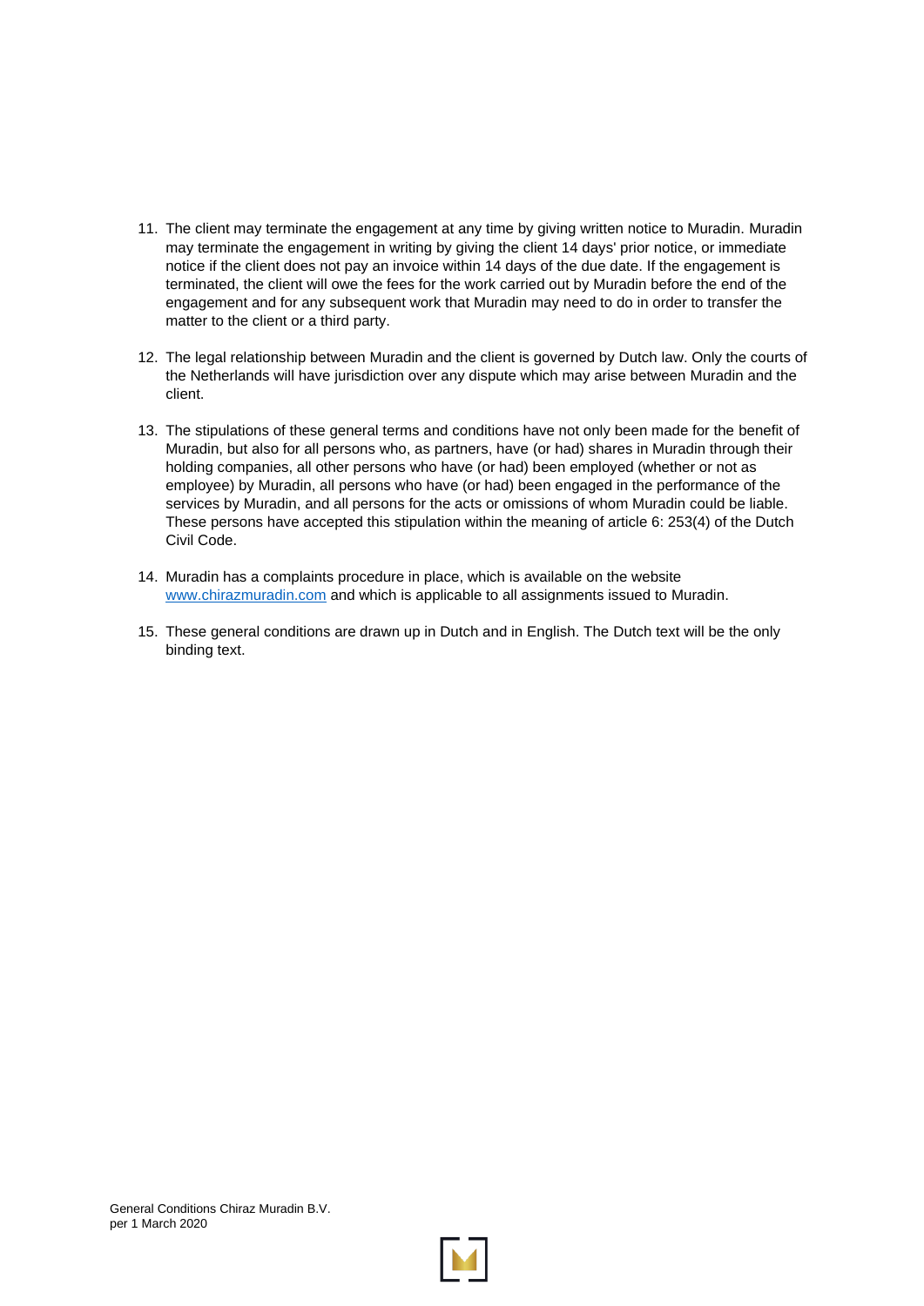11. The client may terminate the engagement at any time by giving written notice to Muradin. Muradin may terminate the engagement in writing by giving the client 14 days' prior notice, or immediate notice if the client does not pay an invoice within 14 days of the due date. If the engagement is terminated, the client will owe the fees for the work carried out by Muradin before the end of the engagement and for any subsequent work that Muradin may need to do in order to transfer the matter to the client or a third party.

12. The legal relationship between Muradin and the client is governed by Dutch law. Only the courts of the Netherlands will have jurisdiction over any dispute which may arise between Muradin and the client.

13. The stipulations of these general terms and conditions have not only been made for the benefit of Muradin, but also for all persons who, as partners, have (or had) shares in Muradin through their holding companies, all other persons who have (or had) been employed (whether or not as employee) by Muradin, all persons who have (or had) been engaged in the performance of the services by Muradin, and all persons for the acts or omissions of whom Muradin could be liable. These persons have accepted this stipulation within the meaning of article 6: 253(4) of the Dutch Civil Code.

14. Muradin has a complaints procedure in place, which is available on the website [www.chirazmuradin.com](http://www.chirazmuradin.com) and which is applicable to all assignments issued to Muradin.

15. These general conditions are drawn up in Dutch and in English. The Dutch text will be the only binding text.